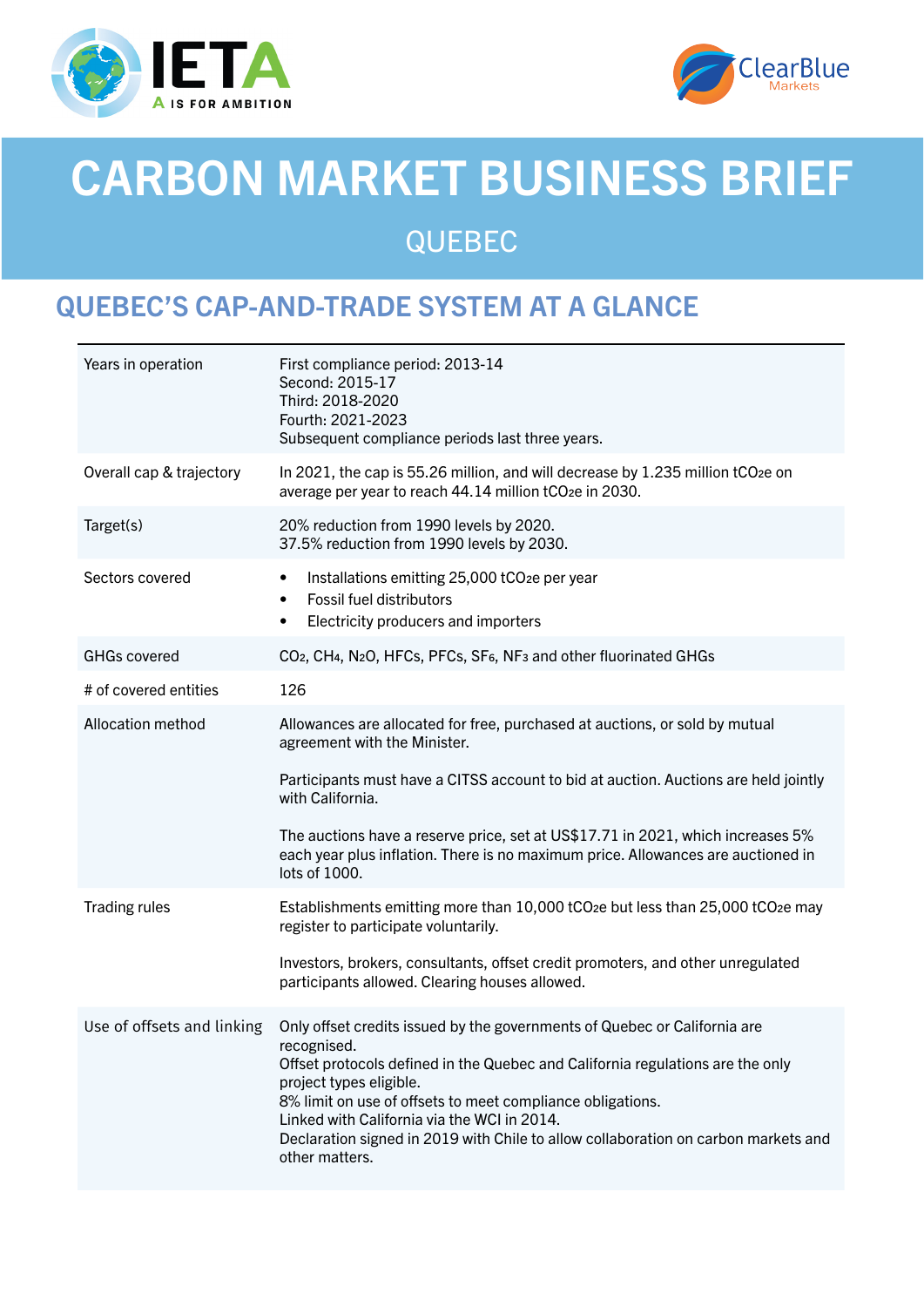# CARBON MARKET BUSINESS BRIEF

## QUEBEC

## QUEBEC'S CAP-AND-TRADE SYSTEM AT A GLANCE

| | |
|---|---|
| Years in operation | First compliance period: 2013-14<br>Second: 2015-17<br>Third: 2018-2020<br>Fourth: 2021-2023<br>Subsequent compliance periods last three years. |
| Overall cap & trajectory | In 2021, the cap is 55.26 million, and will decrease by 1.235 million $tCO_2e$ on average per year to reach 44.14 million $tCO_2e$ in 2030. |
| Target(s) | 20% reduction from 1990 levels by 2020.<br>37.5% reduction from 1990 levels by 2030. |
| Sectors covered | • Installations emitting 25,000 $tCO_2e$ per year<br>• Fossil fuel distributors<br>• Electricity producers and importers |
| GHGs covered | $CO_2$, $CH_4$, $N_2O$, HFCs, PFCs, $SF_6$, $NF_3$ and other fluorinated GHGs |
| # of covered entities | 126 |
| Allocation method | Allowances are allocated for free, purchased at auctions, or sold by mutual agreement with the Minister.<br><br>Participants must have a CITSS account to bid at auction. Auctions are held jointly with California.<br><br>The auctions have a reserve price, set at US$17.71 in 2021, which increases 5% each year plus inflation. There is no maximum price. Allowances are auctioned in lots of 1000. |
| Trading rules | Establishments emitting more than 10,000 $tCO_2e$ but less than 25,000 $tCO_2e$ may register to participate voluntarily.<br><br>Investors, brokers, consultants, offset credit promoters, and other unregulated participants allowed. Clearing houses allowed. |
| Use of offsets and linking | Only offset credits issued by the governments of Quebec or California are recognised.<br>Offset protocols defined in the Quebec and California regulations are the only project types eligible.<br>8% limit on use of offsets to meet compliance obligations.<br>Linked with California via the WCI in 2014.<br>Declaration signed in 2019 with Chile to allow collaboration on carbon markets and other matters. |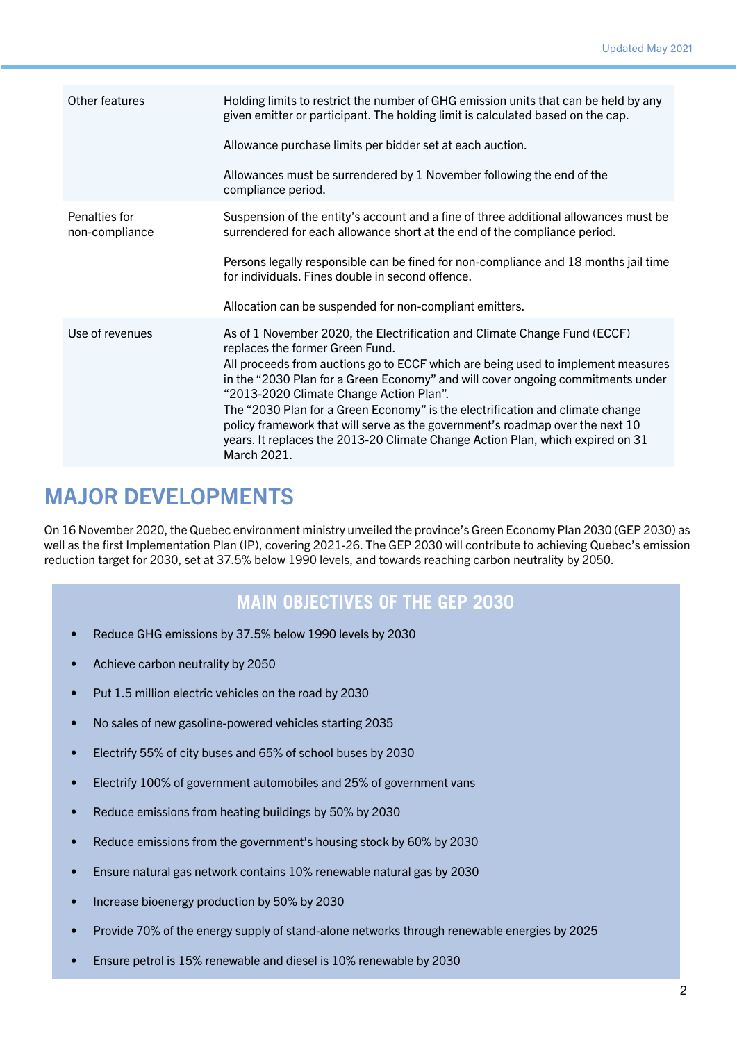| | |
|---|---|
| Other features | Holding limits to restrict the number of GHG emission units that can be held by any given emitter or participant. The holding limit is calculated based on the cap.<br><br>Allowance purchase limits per bidder set at each auction.<br><br>Allowances must be surrendered by 1 November following the end of the compliance period. |
| Penalties for non-compliance | Suspension of the entity's account and a fine of three additional allowances must be surrendered for each allowance short at the end of the compliance period.<br><br>Persons legally responsible can be fined for non-compliance and 18 months jail time for individuals. Fines double in second offence.<br><br>Allocation can be suspended for non-compliant emitters. |
| Use of revenues | As of 1 November 2020, the Electrification and Climate Change Fund (ECCF) replaces the former Green Fund.<br>All proceeds from auctions go to ECCF which are being used to implement measures in the "2030 Plan for a Green Economy" and will cover ongoing commitments under "2013-2020 Climate Change Action Plan".<br>The "2030 Plan for a Green Economy" is the electrification and climate change policy framework that will serve as the government's roadmap over the next 10 years. It replaces the 2013-20 Climate Change Action Plan, which expired on 31 March 2021. |

## MAJOR DEVELOPMENTS

On 16 November 2020, the Quebec environment ministry unveiled the province's Green Economy Plan 2030 (GEP 2030) as well as the first Implementation Plan (IP), covering 2021-26. The GEP 2030 will contribute to achieving Quebec's emission reduction target for 2030, set at 37.5% below 1990 levels, and towards reaching carbon neutrality by 2050.

### MAIN OBJECTIVES OF THE GEP 2030

- Reduce GHG emissions by 37.5% below 1990 levels by 2030
- Achieve carbon neutrality by 2050
- Put 1.5 million electric vehicles on the road by 2030
- No sales of new gasoline-powered vehicles starting 2035
- Electrify 55% of city buses and 65% of school buses by 2030
- Electrify 100% of government automobiles and 25% of government vans
- Reduce emissions from heating buildings by 50% by 2030
- Reduce emissions from the government's housing stock by 60% by 2030
- Ensure natural gas network contains 10% renewable natural gas by 2030
- Increase bioenergy production by 50% by 2030
- Provide 70% of the energy supply of stand-alone networks through renewable energies by 2025
- Ensure petrol is 15% renewable and diesel is 10% renewable by 2030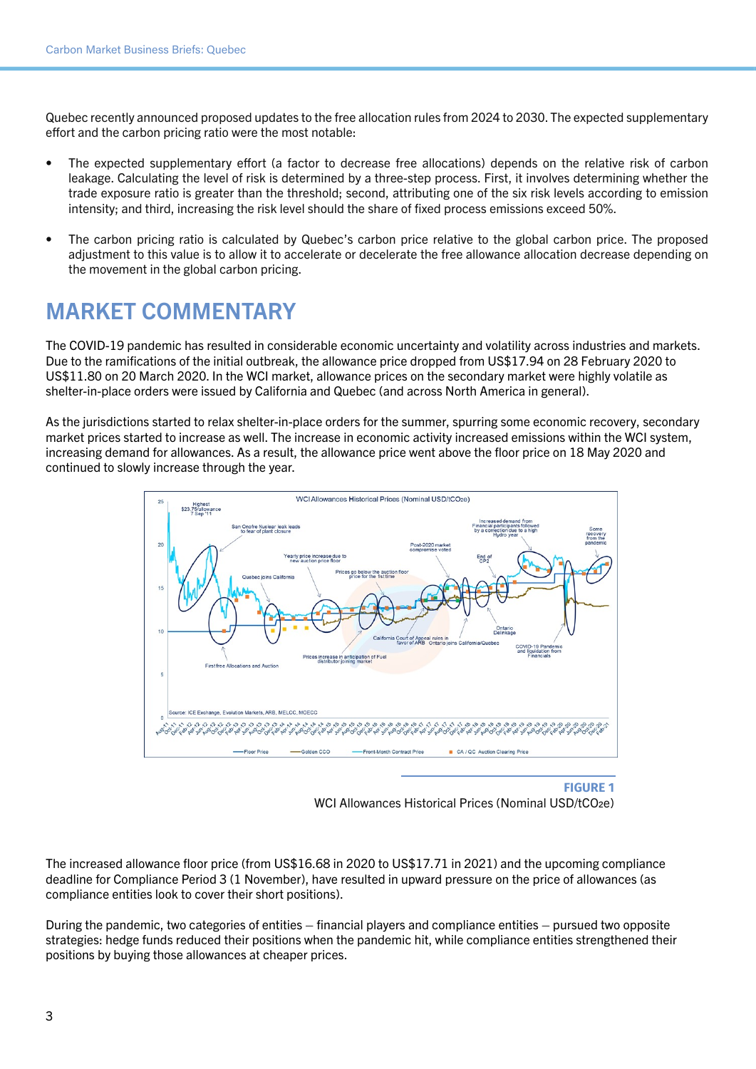Quebec recently announced proposed updates to the free allocation rules from 2024 to 2030. The expected supplementary effort and the carbon pricing ratio were the most notable:

- The expected supplementary effort (a factor to decrease free allocations) depends on the relative risk of carbon leakage. Calculating the level of risk is determined by a three-step process. First, it involves determining whether the trade exposure ratio is greater than the threshold; second, attributing one of the six risk levels according to emission intensity; and third, increasing the risk level should the share of fixed process emissions exceed 50%.
- The carbon pricing ratio is calculated by Quebec's carbon price relative to the global carbon price. The proposed adjustment to this value is to allow it to accelerate or decelerate the free allowance allocation decrease depending on the movement in the global carbon pricing.

# MARKET COMMENTARY

The COVID-19 pandemic has resulted in considerable economic uncertainty and volatility across industries and markets. Due to the ramifications of the initial outbreak, the allowance price dropped from US$17.94 on 28 February 2020 to US$11.80 on 20 March 2020. In the WCI market, allowance prices on the secondary market were highly volatile as shelter-in-place orders were issued by California and Quebec (and across North America in general).

As the jurisdictions started to relax shelter-in-place orders for the summer, spurring some economic recovery, secondary market prices started to increase as well. The increase in economic activity increased emissions within the WCI system, increasing demand for allowances. As a result, the allowance price went above the floor price on 18 May 2020 and continued to slowly increase through the year.

**FIGURE 1**
WCI Allowances Historical Prices (Nominal USD/$tCO_2e$)

The increased allowance floor price (from US$16.68 in 2020 to US$17.71 in 2021) and the upcoming compliance deadline for Compliance Period 3 (1 November), have resulted in upward pressure on the price of allowances (as compliance entities look to cover their short positions).

During the pandemic, two categories of entities – financial players and compliance entities – pursued two opposite strategies: hedge funds reduced their positions when the pandemic hit, while compliance entities strengthened their positions by buying those allowances at cheaper prices.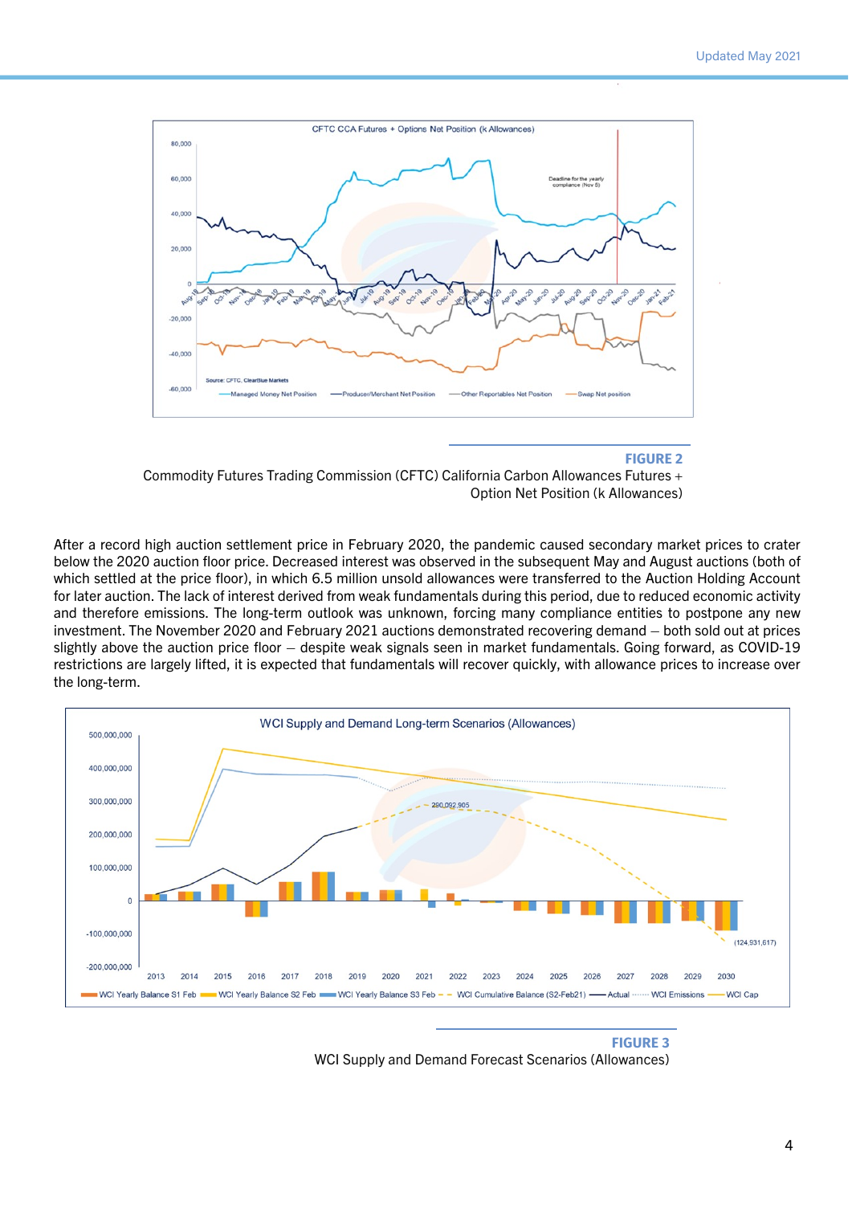**FIGURE 2**
Commodity Futures Trading Commission (CFTC) California Carbon Allowances Futures + Option Net Position (k Allowances)

After a record high auction settlement price in February 2020, the pandemic caused secondary market prices to crater below the 2020 auction floor price. Decreased interest was observed in the subsequent May and August auctions (both of which settled at the price floor), in which 6.5 million unsold allowances were transferred to the Auction Holding Account for later auction. The lack of interest derived from weak fundamentals during this period, due to reduced economic activity and therefore emissions. The long-term outlook was unknown, forcing many compliance entities to postpone any new investment. The November 2020 and February 2021 auctions demonstrated recovering demand – both sold out at prices slightly above the auction price floor – despite weak signals seen in market fundamentals. Going forward, as COVID-19 restrictions are largely lifted, it is expected that fundamentals will recover quickly, with allowance prices to increase over the long-term.

**FIGURE 3**
WCI Supply and Demand Forecast Scenarios (Allowances)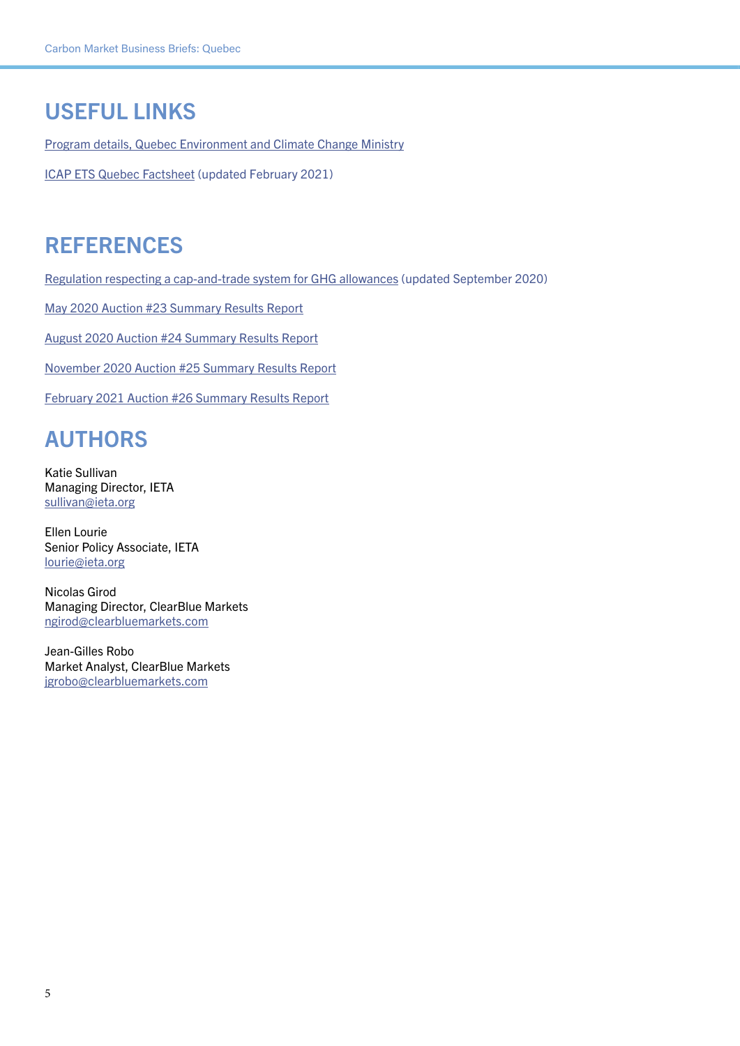## USEFUL LINKS

Program details, Quebec Environment and Climate Change Ministry

ICAP ETS Quebec Factsheet (updated February 2021)

## REFERENCES

Regulation respecting a cap-and-trade system for GHG allowances (updated September 2020)

May 2020 Auction #23 Summary Results Report

August 2020 Auction #24 Summary Results Report

November 2020 Auction #25 Summary Results Report

February 2021 Auction #26 Summary Results Report

## AUTHORS

Katie Sullivan
Managing Director, IETA
sullivan@ieta.org

Ellen Lourie
Senior Policy Associate, IETA
lourie@ieta.org

Nicolas Girod
Managing Director, ClearBlue Markets
ngirod@clearbluemarkets.com

Jean-Gilles Robo
Market Analyst, ClearBlue Markets
jgrobo@clearbluemarkets.com